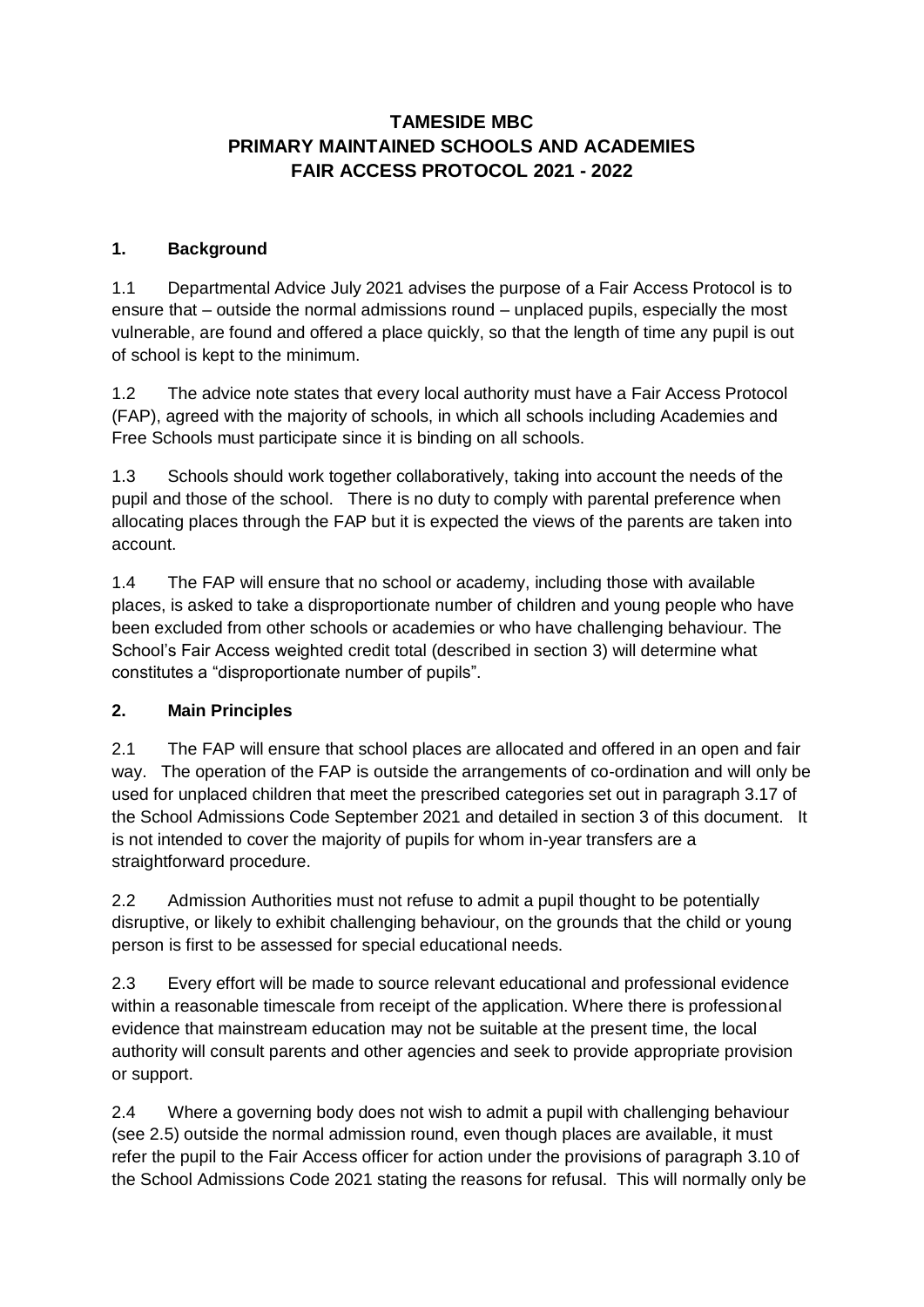# TAMESIDE MBC
# PRIMARY MAINTAINED SCHOOLS AND ACADEMIES
# FAIR ACCESS PROTOCOL 2021 - 2022

## 1. Background

1.1 Departmental Advice July 2021 advises the purpose of a Fair Access Protocol is to ensure that – outside the normal admissions round – unplaced pupils, especially the most vulnerable, are found and offered a place quickly, so that the length of time any pupil is out of school is kept to the minimum.

1.2 The advice note states that every local authority must have a Fair Access Protocol (FAP), agreed with the majority of schools, in which all schools including Academies and Free Schools must participate since it is binding on all schools.

1.3 Schools should work together collaboratively, taking into account the needs of the pupil and those of the school. There is no duty to comply with parental preference when allocating places through the FAP but it is expected the views of the parents are taken into account.

1.4 The FAP will ensure that no school or academy, including those with available places, is asked to take a disproportionate number of children and young people who have been excluded from other schools or academies or who have challenging behaviour. The School's Fair Access weighted credit total (described in section 3) will determine what constitutes a "disproportionate number of pupils".

## 2. Main Principles

2.1 The FAP will ensure that school places are allocated and offered in an open and fair way. The operation of the FAP is outside the arrangements of co-ordination and will only be used for unplaced children that meet the prescribed categories set out in paragraph 3.17 of the School Admissions Code September 2021 and detailed in section 3 of this document. It is not intended to cover the majority of pupils for whom in-year transfers are a straightforward procedure.

2.2 Admission Authorities must not refuse to admit a pupil thought to be potentially disruptive, or likely to exhibit challenging behaviour, on the grounds that the child or young person is first to be assessed for special educational needs.

2.3 Every effort will be made to source relevant educational and professional evidence within a reasonable timescale from receipt of the application. Where there is professional evidence that mainstream education may not be suitable at the present time, the local authority will consult parents and other agencies and seek to provide appropriate provision or support.

2.4 Where a governing body does not wish to admit a pupil with challenging behaviour (see 2.5) outside the normal admission round, even though places are available, it must refer the pupil to the Fair Access officer for action under the provisions of paragraph 3.10 of the School Admissions Code 2021 stating the reasons for refusal. This will normally only be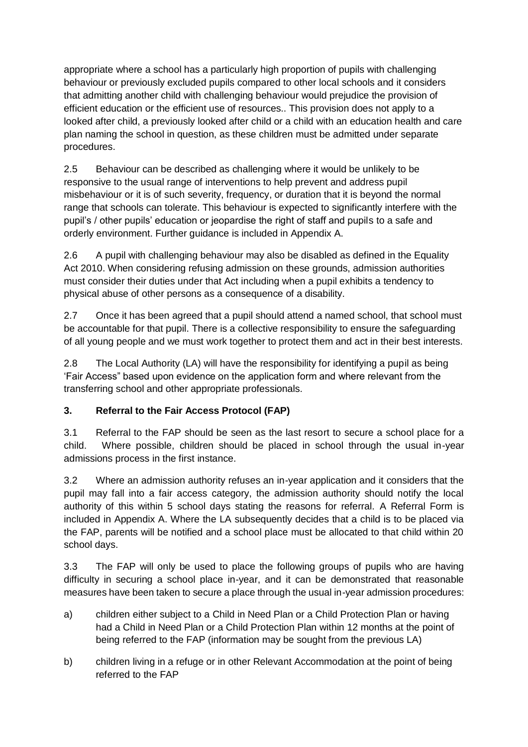appropriate where a school has a particularly high proportion of pupils with challenging behaviour or previously excluded pupils compared to other local schools and it considers that admitting another child with challenging behaviour would prejudice the provision of efficient education or the efficient use of resources.. This provision does not apply to a looked after child, a previously looked after child or a child with an education health and care plan naming the school in question, as these children must be admitted under separate procedures.

2.5 Behaviour can be described as challenging where it would be unlikely to be responsive to the usual range of interventions to help prevent and address pupil misbehaviour or it is of such severity, frequency, or duration that it is beyond the normal range that schools can tolerate. This behaviour is expected to significantly interfere with the pupil's / other pupils' education or jeopardise the right of staff and pupils to a safe and orderly environment. Further guidance is included in Appendix A.

2.6 A pupil with challenging behaviour may also be disabled as defined in the Equality Act 2010. When considering refusing admission on these grounds, admission authorities must consider their duties under that Act including when a pupil exhibits a tendency to physical abuse of other persons as a consequence of a disability.

2.7 Once it has been agreed that a pupil should attend a named school, that school must be accountable for that pupil. There is a collective responsibility to ensure the safeguarding of all young people and we must work together to protect them and act in their best interests.

2.8 The Local Authority (LA) will have the responsibility for identifying a pupil as being 'Fair Access" based upon evidence on the application form and where relevant from the transferring school and other appropriate professionals.

### 3. Referral to the Fair Access Protocol (FAP)

3.1 Referral to the FAP should be seen as the last resort to secure a school place for a child. Where possible, children should be placed in school through the usual in-year admissions process in the first instance.

3.2 Where an admission authority refuses an in-year application and it considers that the pupil may fall into a fair access category, the admission authority should notify the local authority of this within 5 school days stating the reasons for referral. A Referral Form is included in Appendix A. Where the LA subsequently decides that a child is to be placed via the FAP, parents will be notified and a school place must be allocated to that child within 20 school days.

3.3 The FAP will only be used to place the following groups of pupils who are having difficulty in securing a school place in-year, and it can be demonstrated that reasonable measures have been taken to secure a place through the usual in-year admission procedures:

a) children either subject to a Child in Need Plan or a Child Protection Plan or having had a Child in Need Plan or a Child Protection Plan within 12 months at the point of being referred to the FAP (information may be sought from the previous LA)

b) children living in a refuge or in other Relevant Accommodation at the point of being referred to the FAP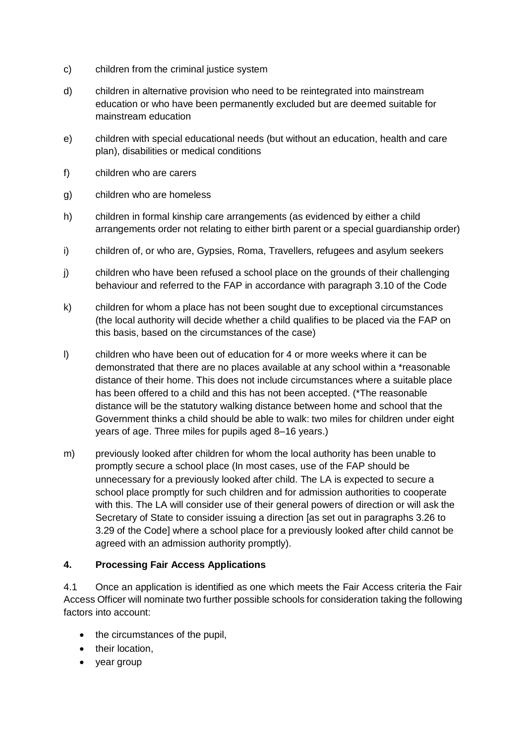c) children from the criminal justice system

d) children in alternative provision who need to be reintegrated into mainstream education or who have been permanently excluded but are deemed suitable for mainstream education

e) children with special educational needs (but without an education, health and care plan), disabilities or medical conditions

f) children who are carers

g) children who are homeless

h) children in formal kinship care arrangements (as evidenced by either a child arrangements order not relating to either birth parent or a special guardianship order)

i) children of, or who are, Gypsies, Roma, Travellers, refugees and asylum seekers

j) children who have been refused a school place on the grounds of their challenging behaviour and referred to the FAP in accordance with paragraph 3.10 of the Code

k) children for whom a place has not been sought due to exceptional circumstances (the local authority will decide whether a child qualifies to be placed via the FAP on this basis, based on the circumstances of the case)

l) children who have been out of education for 4 or more weeks where it can be demonstrated that there are no places available at any school within a *reasonable distance of their home. This does not include circumstances where a suitable place has been offered to a child and this has not been accepted. (*The reasonable distance will be the statutory walking distance between home and school that the Government thinks a child should be able to walk: two miles for children under eight years of age. Three miles for pupils aged 8–16 years.)

m) previously looked after children for whom the local authority has been unable to promptly secure a school place (In most cases, use of the FAP should be unnecessary for a previously looked after child. The LA is expected to secure a school place promptly for such children and for admission authorities to cooperate with this. The LA will consider use of their general powers of direction or will ask the Secretary of State to consider issuing a direction [as set out in paragraphs 3.26 to 3.29 of the Code] where a school place for a previously looked after child cannot be agreed with an admission authority promptly).

## 4. Processing Fair Access Applications

4.1 Once an application is identified as one which meets the Fair Access criteria the Fair Access Officer will nominate two further possible schools for consideration taking the following factors into account:

- the circumstances of the pupil,
- their location,
- year group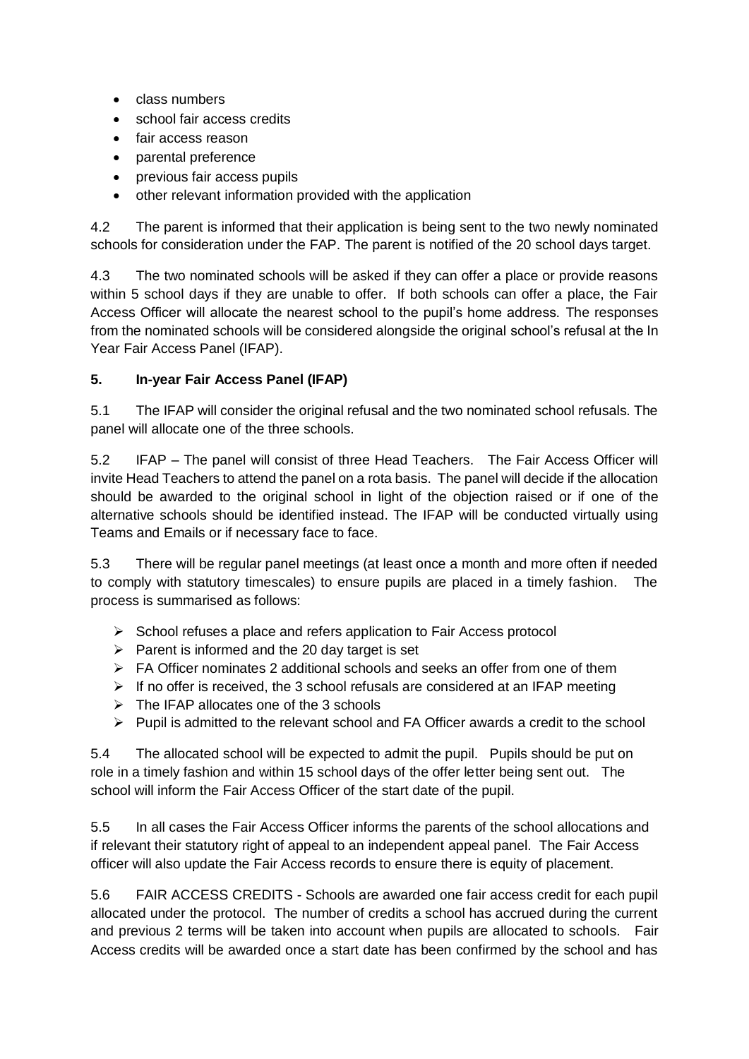- class numbers
- school fair access credits
- fair access reason
- parental preference
- previous fair access pupils
- other relevant information provided with the application

4.2 The parent is informed that their application is being sent to the two newly nominated schools for consideration under the FAP. The parent is notified of the 20 school days target.

4.3 The two nominated schools will be asked if they can offer a place or provide reasons within 5 school days if they are unable to offer. If both schools can offer a place, the Fair Access Officer will allocate the nearest school to the pupil's home address. The responses from the nominated schools will be considered alongside the original school's refusal at the In Year Fair Access Panel (IFAP).

## 5. In-year Fair Access Panel (IFAP)

5.1 The IFAP will consider the original refusal and the two nominated school refusals. The panel will allocate one of the three schools.

5.2 IFAP – The panel will consist of three Head Teachers. The Fair Access Officer will invite Head Teachers to attend the panel on a rota basis. The panel will decide if the allocation should be awarded to the original school in light of the objection raised or if one of the alternative schools should be identified instead. The IFAP will be conducted virtually using Teams and Emails or if necessary face to face.

5.3 There will be regular panel meetings (at least once a month and more often if needed to comply with statutory timescales) to ensure pupils are placed in a timely fashion. The process is summarised as follows:

- School refuses a place and refers application to Fair Access protocol
- Parent is informed and the 20 day target is set
- FA Officer nominates 2 additional schools and seeks an offer from one of them
- If no offer is received, the 3 school refusals are considered at an IFAP meeting
- The IFAP allocates one of the 3 schools
- Pupil is admitted to the relevant school and FA Officer awards a credit to the school

5.4 The allocated school will be expected to admit the pupil. Pupils should be put on role in a timely fashion and within 15 school days of the offer letter being sent out. The school will inform the Fair Access Officer of the start date of the pupil.

5.5 In all cases the Fair Access Officer informs the parents of the school allocations and if relevant their statutory right of appeal to an independent appeal panel. The Fair Access officer will also update the Fair Access records to ensure there is equity of placement.

5.6 FAIR ACCESS CREDITS - Schools are awarded one fair access credit for each pupil allocated under the protocol. The number of credits a school has accrued during the current and previous 2 terms will be taken into account when pupils are allocated to schools. Fair Access credits will be awarded once a start date has been confirmed by the school and has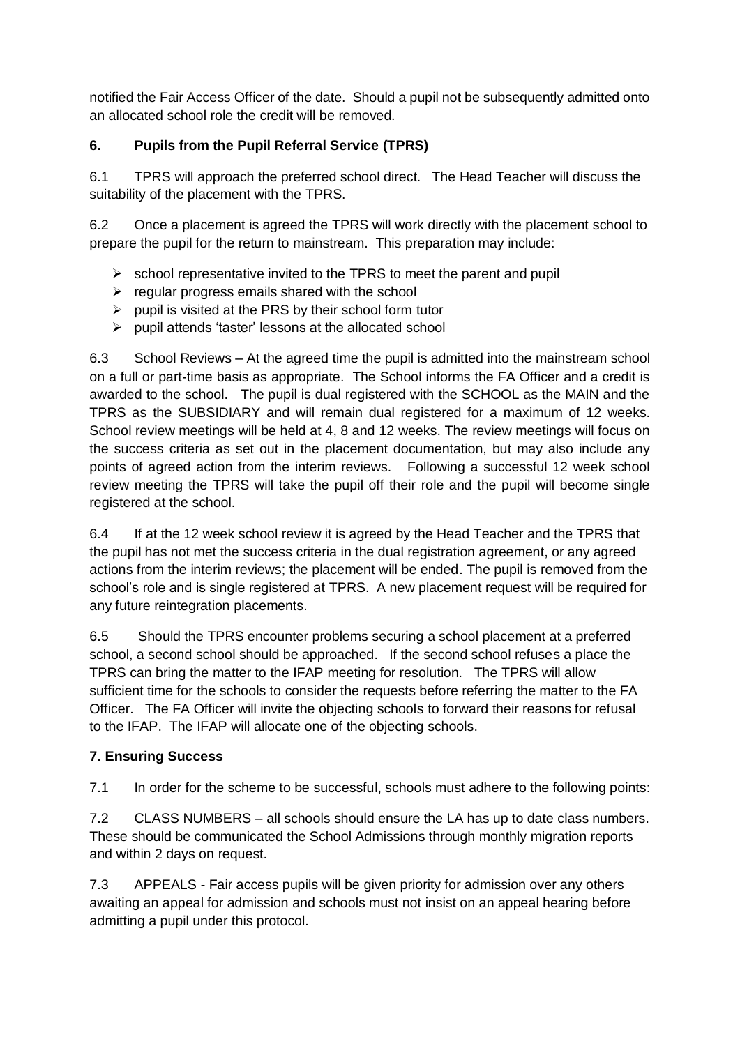notified the Fair Access Officer of the date. Should a pupil not be subsequently admitted onto an allocated school role the credit will be removed.

### 6. Pupils from the Pupil Referral Service (TPRS)

6.1 TPRS will approach the preferred school direct. The Head Teacher will discuss the suitability of the placement with the TPRS.

6.2 Once a placement is agreed the TPRS will work directly with the placement school to prepare the pupil for the return to mainstream. This preparation may include:

- school representative invited to the TPRS to meet the parent and pupil
- regular progress emails shared with the school
- pupil is visited at the PRS by their school form tutor
- pupil attends 'taster' lessons at the allocated school

6.3 School Reviews – At the agreed time the pupil is admitted into the mainstream school on a full or part-time basis as appropriate. The School informs the FA Officer and a credit is awarded to the school. The pupil is dual registered with the SCHOOL as the MAIN and the TPRS as the SUBSIDIARY and will remain dual registered for a maximum of 12 weeks. School review meetings will be held at 4, 8 and 12 weeks. The review meetings will focus on the success criteria as set out in the placement documentation, but may also include any points of agreed action from the interim reviews. Following a successful 12 week school review meeting the TPRS will take the pupil off their role and the pupil will become single registered at the school.

6.4 If at the 12 week school review it is agreed by the Head Teacher and the TPRS that the pupil has not met the success criteria in the dual registration agreement, or any agreed actions from the interim reviews; the placement will be ended. The pupil is removed from the school's role and is single registered at TPRS. A new placement request will be required for any future reintegration placements.

6.5 Should the TPRS encounter problems securing a school placement at a preferred school, a second school should be approached. If the second school refuses a place the TPRS can bring the matter to the IFAP meeting for resolution. The TPRS will allow sufficient time for the schools to consider the requests before referring the matter to the FA Officer. The FA Officer will invite the objecting schools to forward their reasons for refusal to the IFAP. The IFAP will allocate one of the objecting schools.

### 7. Ensuring Success

7.1 In order for the scheme to be successful, schools must adhere to the following points:

7.2 CLASS NUMBERS – all schools should ensure the LA has up to date class numbers. These should be communicated the School Admissions through monthly migration reports and within 2 days on request.

7.3 APPEALS - Fair access pupils will be given priority for admission over any others awaiting an appeal for admission and schools must not insist on an appeal hearing before admitting a pupil under this protocol.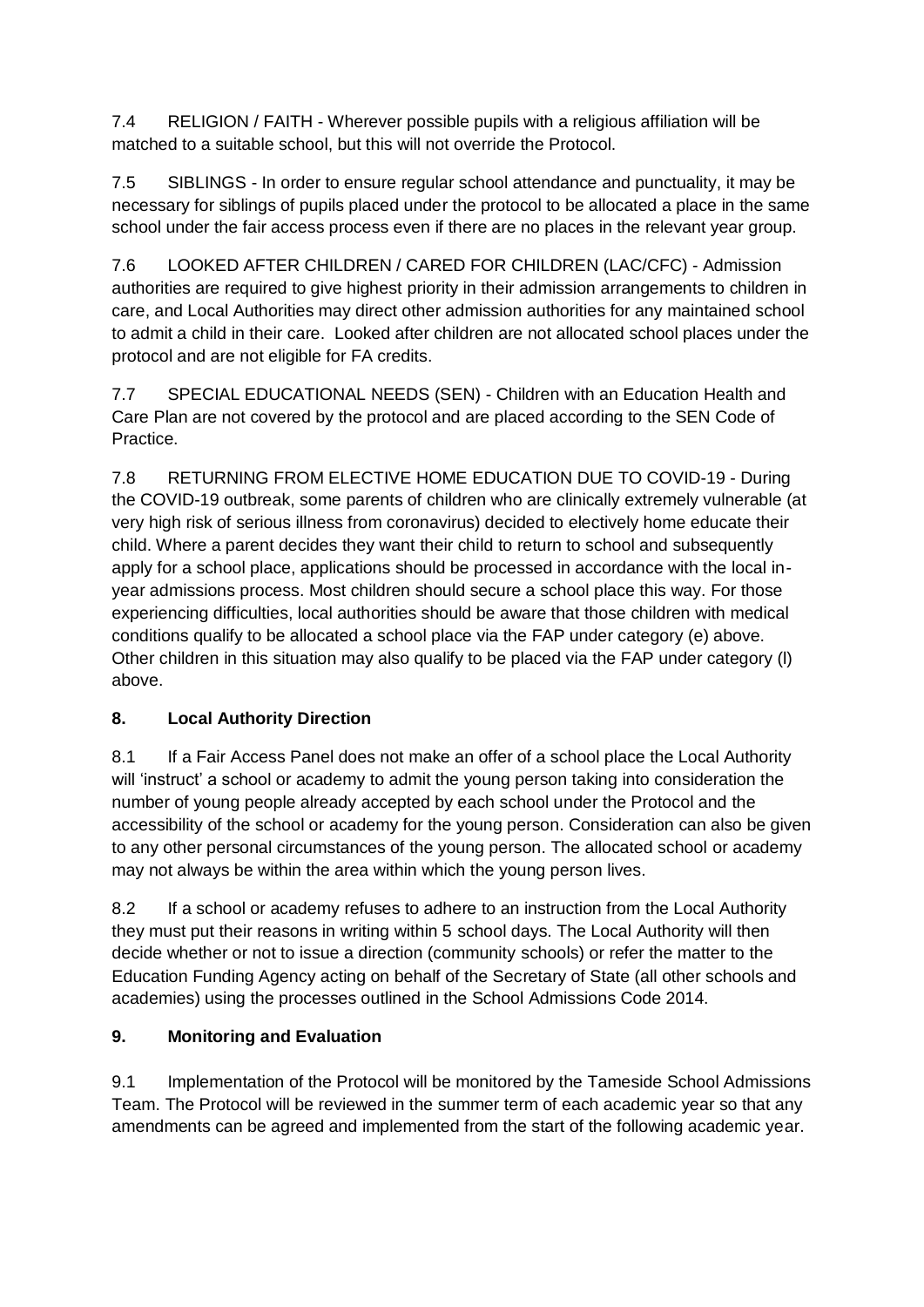7.4 RELIGION / FAITH - Wherever possible pupils with a religious affiliation will be matched to a suitable school, but this will not override the Protocol.

7.5 SIBLINGS - In order to ensure regular school attendance and punctuality, it may be necessary for siblings of pupils placed under the protocol to be allocated a place in the same school under the fair access process even if there are no places in the relevant year group.

7.6 LOOKED AFTER CHILDREN / CARED FOR CHILDREN (LAC/CFC) - Admission authorities are required to give highest priority in their admission arrangements to children in care, and Local Authorities may direct other admission authorities for any maintained school to admit a child in their care. Looked after children are not allocated school places under the protocol and are not eligible for FA credits.

7.7 SPECIAL EDUCATIONAL NEEDS (SEN) - Children with an Education Health and Care Plan are not covered by the protocol and are placed according to the SEN Code of Practice.

7.8 RETURNING FROM ELECTIVE HOME EDUCATION DUE TO COVID-19 - During the COVID-19 outbreak, some parents of children who are clinically extremely vulnerable (at very high risk of serious illness from coronavirus) decided to electively home educate their child. Where a parent decides they want their child to return to school and subsequently apply for a school place, applications should be processed in accordance with the local in-year admissions process. Most children should secure a school place this way. For those experiencing difficulties, local authorities should be aware that those children with medical conditions qualify to be allocated a school place via the FAP under category (e) above. Other children in this situation may also qualify to be placed via the FAP under category (l) above.

## 8. Local Authority Direction

8.1 If a Fair Access Panel does not make an offer of a school place the Local Authority will 'instruct' a school or academy to admit the young person taking into consideration the number of young people already accepted by each school under the Protocol and the accessibility of the school or academy for the young person. Consideration can also be given to any other personal circumstances of the young person. The allocated school or academy may not always be within the area within which the young person lives.

8.2 If a school or academy refuses to adhere to an instruction from the Local Authority they must put their reasons in writing within 5 school days. The Local Authority will then decide whether or not to issue a direction (community schools) or refer the matter to the Education Funding Agency acting on behalf of the Secretary of State (all other schools and academies) using the processes outlined in the School Admissions Code 2014.

## 9. Monitoring and Evaluation

9.1 Implementation of the Protocol will be monitored by the Tameside School Admissions Team. The Protocol will be reviewed in the summer term of each academic year so that any amendments can be agreed and implemented from the start of the following academic year.